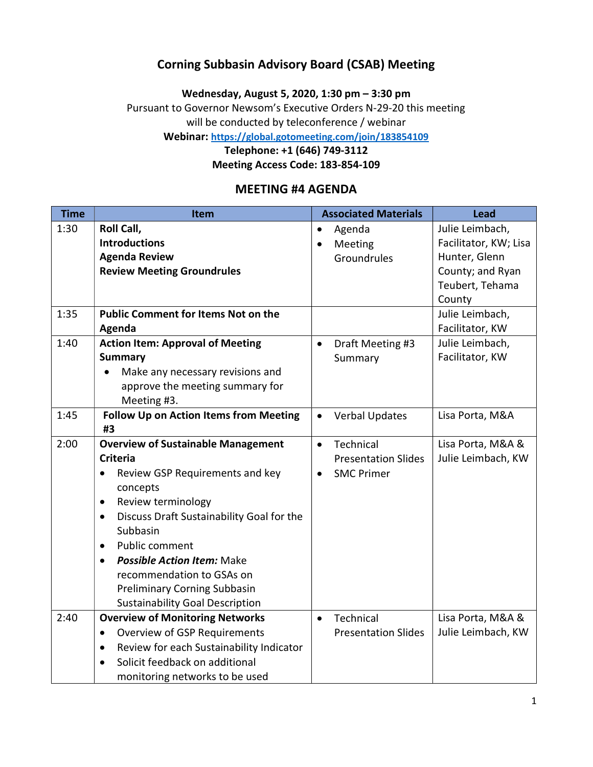# Corning Subbasin Advisory Board (CSAB) Meeting

**Wednesday, August 5, 2020, 1:30 pm – 3:30 pm**

Pursuant to Governor Newsom's Executive Orders N-29-20 this meeting will be conducted by teleconference / webinar

**Webinar: https://global.gotomeeting.com/join/183854109**

**Telephone: +1 (646) 749-3112**

**Meeting Access Code: 183-854-109**

## MEETING #4 AGENDA

| Time | Item | Associated Materials | Lead |
|---|---|---|---|
| 1:30 | **Roll Call,**<br>**Introductions**<br>**Agenda Review**<br>**Review Meeting Groundrules** | • Agenda<br>• Meeting Groundrules | Julie Leimbach, Facilitator, KW; Lisa Hunter, Glenn County; and Ryan Teubert, Tehama County |
| 1:35 | **Public Comment for Items Not on the Agenda** | | Julie Leimbach, Facilitator, KW |
| 1:40 | **Action Item: Approval of Meeting Summary**<br>• Make any necessary revisions and approve the meeting summary for Meeting #3. | • Draft Meeting #3 Summary | Julie Leimbach, Facilitator, KW |
| 1:45 | **Follow Up on Action Items from Meeting #3** | • Verbal Updates | Lisa Porta, M&A |
| 2:00 | **Overview of Sustainable Management Criteria**<br>• Review GSP Requirements and key concepts<br>• Review terminology<br>• Discuss Draft Sustainability Goal for the Subbasin<br>• Public comment<br>• ***Possible Action Item:*** Make recommendation to GSAs on Preliminary Corning Subbasin Sustainability Goal Description | • Technical Presentation Slides<br>• SMC Primer | Lisa Porta, M&A & Julie Leimbach, KW |
| 2:40 | **Overview of Monitoring Networks**<br>• Overview of GSP Requirements<br>• Review for each Sustainability Indicator<br>• Solicit feedback on additional monitoring networks to be used | • Technical Presentation Slides | Lisa Porta, M&A & Julie Leimbach, KW |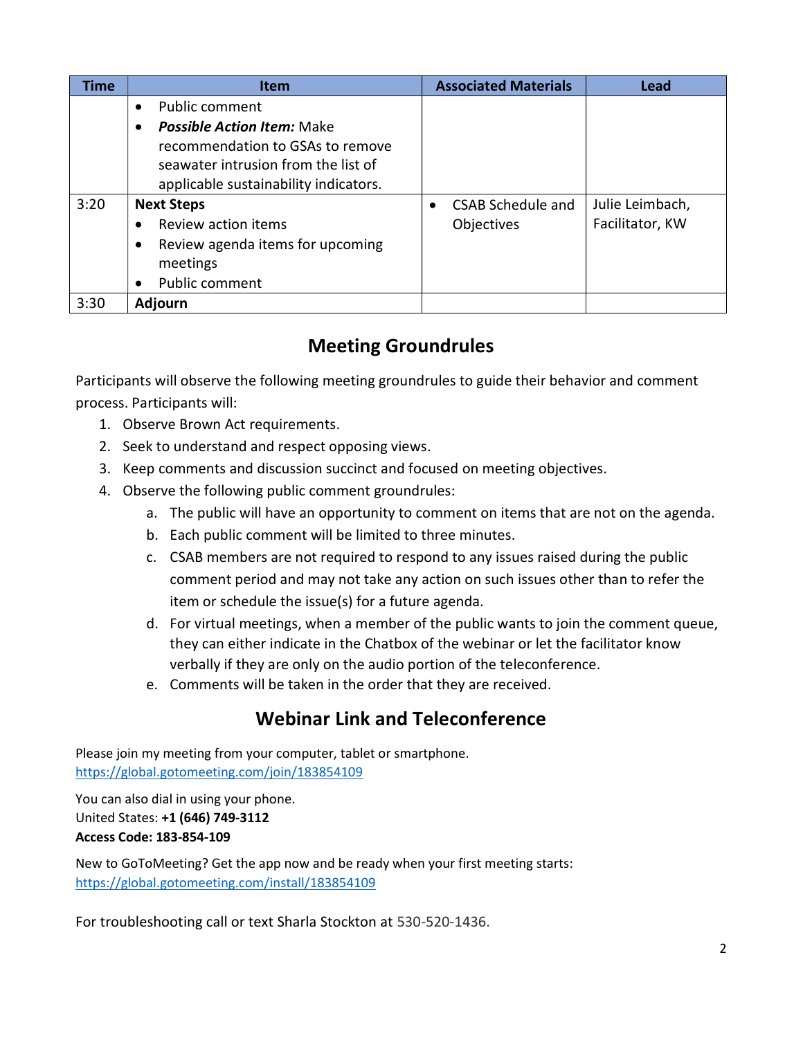| Time | Item | Associated Materials | Lead |
|---|---|---|---|
| | • Public comment<br>• ***Possible Action Item:*** Make recommendation to GSAs to remove seawater intrusion from the list of applicable sustainability indicators. | | |
| 3:20 | **Next Steps**<br>• Review action items<br>• Review agenda items for upcoming meetings<br>• Public comment | • CSAB Schedule and Objectives | Julie Leimbach, Facilitator, KW |
| 3:30 | **Adjourn** | | |

## Meeting Groundrules

Participants will observe the following meeting groundrules to guide their behavior and comment process. Participants will:

1. Observe Brown Act requirements.
2. Seek to understand and respect opposing views.
3. Keep comments and discussion succinct and focused on meeting objectives.
4. Observe the following public comment groundrules:
   a. The public will have an opportunity to comment on items that are not on the agenda.
   b. Each public comment will be limited to three minutes.
   c. CSAB members are not required to respond to any issues raised during the public comment period and may not take any action on such issues other than to refer the item or schedule the issue(s) for a future agenda.
   d. For virtual meetings, when a member of the public wants to join the comment queue, they can either indicate in the Chatbox of the webinar or let the facilitator know verbally if they are only on the audio portion of the teleconference.
   e. Comments will be taken in the order that they are received.

## Webinar Link and Teleconference

Please join my meeting from your computer, tablet or smartphone.
https://global.gotomeeting.com/join/183854109

You can also dial in using your phone.
United States: **+1 (646) 749-3112**
**Access Code: 183-854-109**

New to GoToMeeting? Get the app now and be ready when your first meeting starts:
https://global.gotomeeting.com/install/183854109

For troubleshooting call or text Sharla Stockton at 530-520-1436.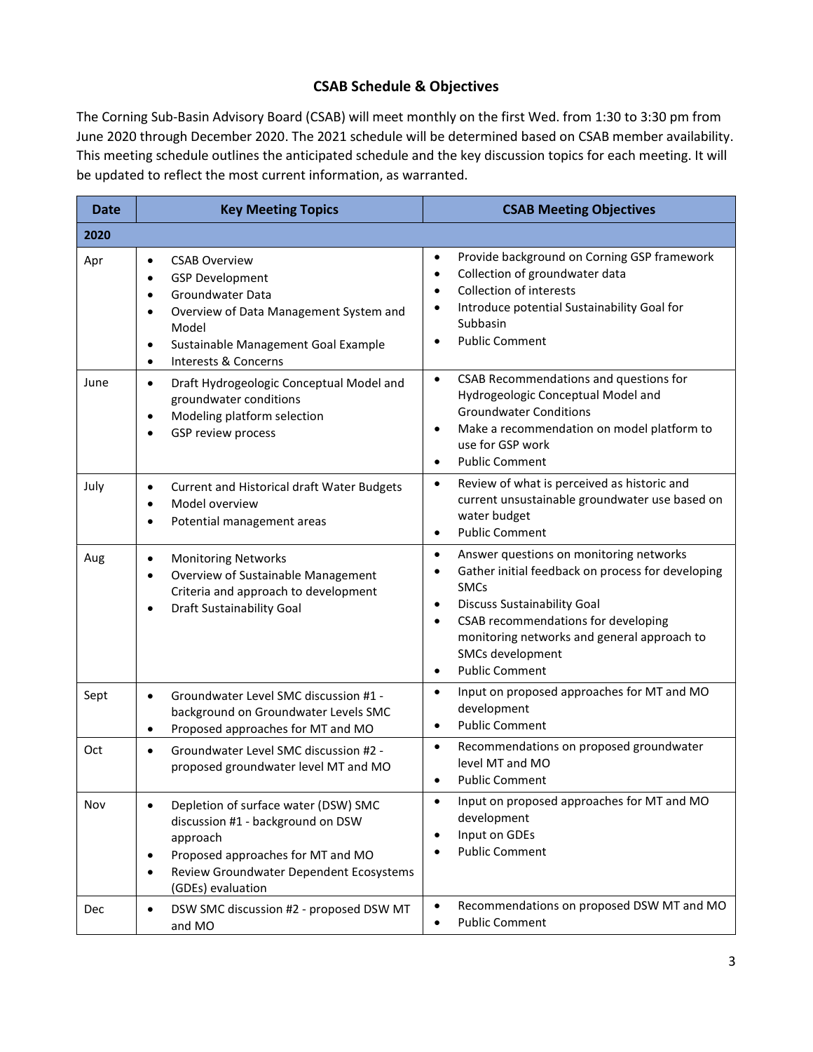## CSAB Schedule & Objectives

The Corning Sub-Basin Advisory Board (CSAB) will meet monthly on the first Wed. from 1:30 to 3:30 pm from June 2020 through December 2020. The 2021 schedule will be determined based on CSAB member availability. This meeting schedule outlines the anticipated schedule and the key discussion topics for each meeting. It will be updated to reflect the most current information, as warranted.

| Date | Key Meeting Topics | CSAB Meeting Objectives |
|---|---|---|
| **2020** | | |
| Apr | • CSAB Overview<br>• GSP Development<br>• Groundwater Data<br>• Overview of Data Management System and Model<br>• Sustainable Management Goal Example<br>• Interests & Concerns | • Provide background on Corning GSP framework<br>• Collection of groundwater data<br>• Collection of interests<br>• Introduce potential Sustainability Goal for Subbasin<br>• Public Comment |
| June | • Draft Hydrogeologic Conceptual Model and groundwater conditions<br>• Modeling platform selection<br>• GSP review process | • CSAB Recommendations and questions for Hydrogeologic Conceptual Model and Groundwater Conditions<br>• Make a recommendation on model platform to use for GSP work<br>• Public Comment |
| July | • Current and Historical draft Water Budgets<br>• Model overview<br>• Potential management areas | • Review of what is perceived as historic and current unsustainable groundwater use based on water budget<br>• Public Comment |
| Aug | • Monitoring Networks<br>• Overview of Sustainable Management Criteria and approach to development<br>• Draft Sustainability Goal | • Answer questions on monitoring networks<br>• Gather initial feedback on process for developing SMCs<br>• Discuss Sustainability Goal<br>• CSAB recommendations for developing monitoring networks and general approach to SMCs development<br>• Public Comment |
| Sept | • Groundwater Level SMC discussion #1 - background on Groundwater Levels SMC<br>• Proposed approaches for MT and MO | • Input on proposed approaches for MT and MO development<br>• Public Comment |
| Oct | • Groundwater Level SMC discussion #2 - proposed groundwater level MT and MO | • Recommendations on proposed groundwater level MT and MO<br>• Public Comment |
| Nov | • Depletion of surface water (DSW) SMC discussion #1 - background on DSW approach<br>• Proposed approaches for MT and MO<br>• Review Groundwater Dependent Ecosystems (GDEs) evaluation | • Input on proposed approaches for MT and MO development<br>• Input on GDEs<br>• Public Comment |
| Dec | • DSW SMC discussion #2 - proposed DSW MT and MO | • Recommendations on proposed DSW MT and MO<br>• Public Comment |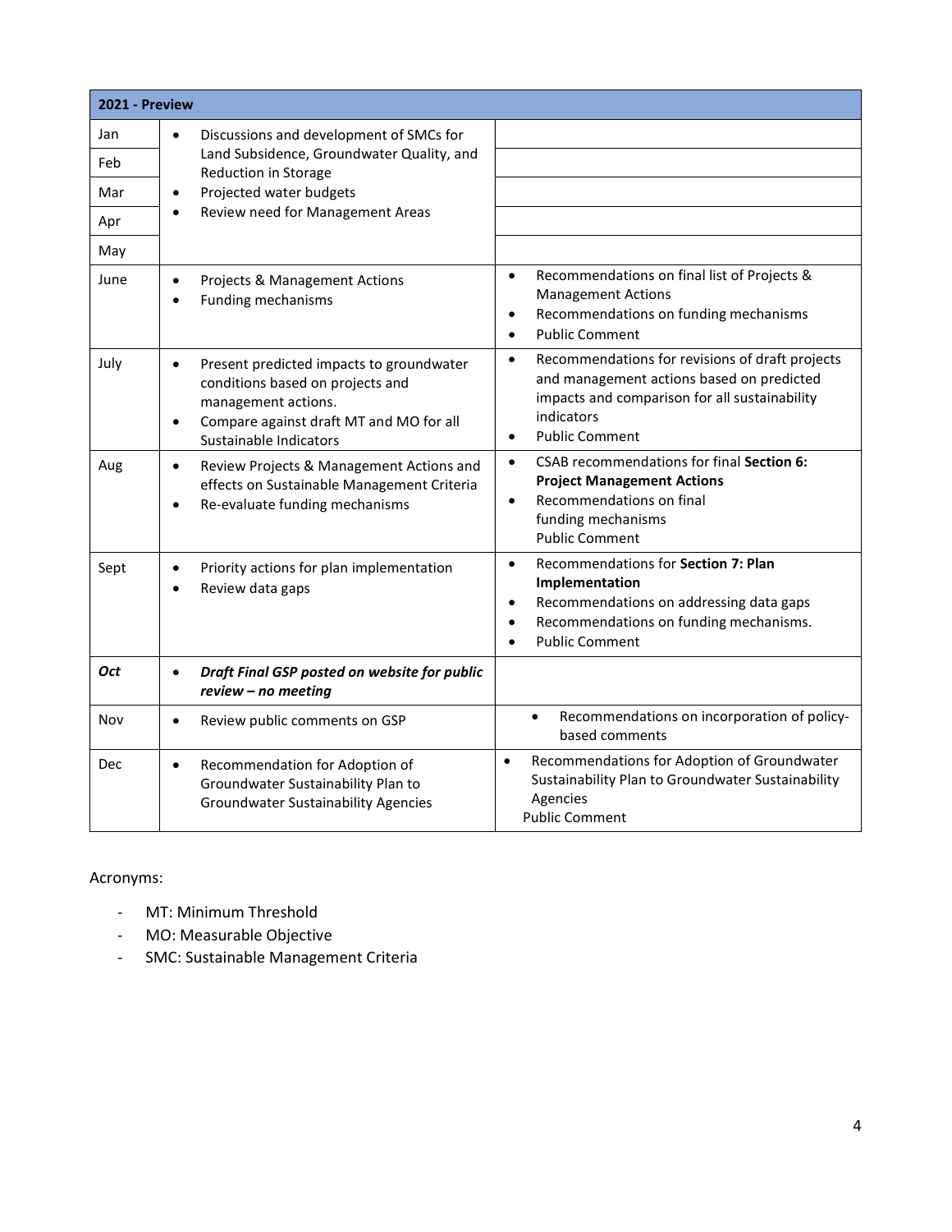| 2021 - Preview | | |
|---|---|---|
| Jan | • Discussions and development of SMCs for Land Subsidence, Groundwater Quality, and Reduction in Storage<br>• Projected water budgets<br>• Review need for Management Areas | |
| Feb | | |
| Mar | | |
| Apr | | |
| May | | |
| June | • Projects & Management Actions<br>• Funding mechanisms | • Recommendations on final list of Projects & Management Actions<br>• Recommendations on funding mechanisms<br>• Public Comment |
| July | • Present predicted impacts to groundwater conditions based on projects and management actions.<br>• Compare against draft MT and MO for all Sustainable Indicators | • Recommendations for revisions of draft projects and management actions based on predicted impacts and comparison for all sustainability indicators<br>• Public Comment |
| Aug | • Review Projects & Management Actions and effects on Sustainable Management Criteria<br>• Re-evaluate funding mechanisms | • CSAB recommendations for final **Section 6: Project Management Actions**<br>• Recommendations on final funding mechanisms<br>Public Comment |
| Sept | • Priority actions for plan implementation<br>• Review data gaps | • Recommendations for **Section 7: Plan Implementation**<br>• Recommendations on addressing data gaps<br>• Recommendations on funding mechanisms.<br>• Public Comment |
| ***Oct*** | • ***Draft Final GSP posted on website for public review – no meeting*** | |
| Nov | • Review public comments on GSP | • Recommendations on incorporation of policy-based comments |
| Dec | • Recommendation for Adoption of Groundwater Sustainability Plan to Groundwater Sustainability Agencies | • Recommendations for Adoption of Groundwater Sustainability Plan to Groundwater Sustainability Agencies<br>Public Comment |

Acronyms:

- MT: Minimum Threshold
- MO: Measurable Objective
- SMC: Sustainable Management Criteria